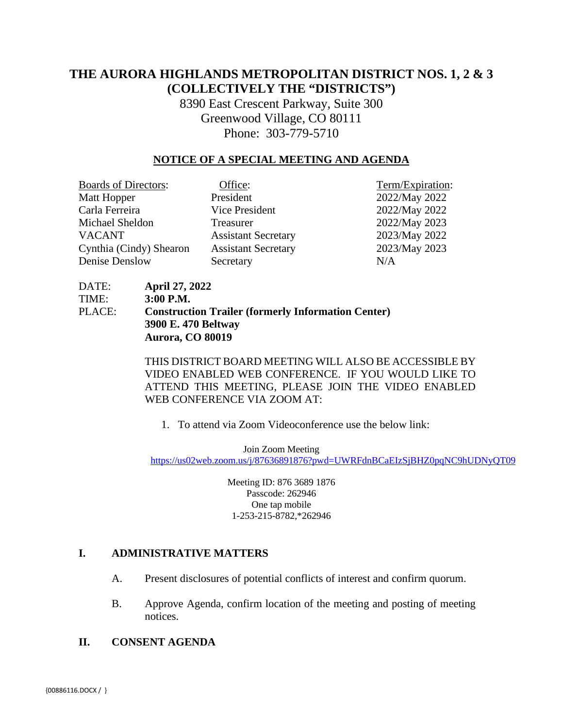# THE AURORA HIGHLANDS METROPOLITAN DISTRICT NOS. 1, 2 & 3 (COLLECTIVELY THE "DISTRICTS")

8390 East Crescent Parkway, Suite 300
Greenwood Village, CO 80111
Phone: 303-779-5710

## NOTICE OF A SPECIAL MEETING AND AGENDA

| Boards of Directors: | Office: | Term/Expiration: |
|---|---|---|
| Matt Hopper | President | 2022/May 2022 |
| Carla Ferreira | Vice President | 2022/May 2022 |
| Michael Sheldon | Treasurer | 2022/May 2023 |
| VACANT | Assistant Secretary | 2023/May 2022 |
| Cynthia (Cindy) Shearon | Assistant Secretary | 2023/May 2023 |
| Denise Denslow | Secretary | N/A |

DATE: **April 27, 2022**
TIME: **3:00 P.M.**
PLACE: **Construction Trailer (formerly Information Center)**
**3900 E. 470 Beltway**
**Aurora, CO 80019**

THIS DISTRICT BOARD MEETING WILL ALSO BE ACCESSIBLE BY VIDEO ENABLED WEB CONFERENCE. IF YOU WOULD LIKE TO ATTEND THIS MEETING, PLEASE JOIN THE VIDEO ENABLED WEB CONFERENCE VIA ZOOM AT:

1. To attend via Zoom Videoconference use the below link:

Join Zoom Meeting
https://us02web.zoom.us/j/87636891876?pwd=UWRFdnBCaEIzSjBHZ0pqNC9hUDNyQT09

Meeting ID: 876 3689 1876
Passcode: 262946
One tap mobile
1-253-215-8782,*262946

## I. ADMINISTRATIVE MATTERS

A. Present disclosures of potential conflicts of interest and confirm quorum.

B. Approve Agenda, confirm location of the meeting and posting of meeting notices.

## II. CONSENT AGENDA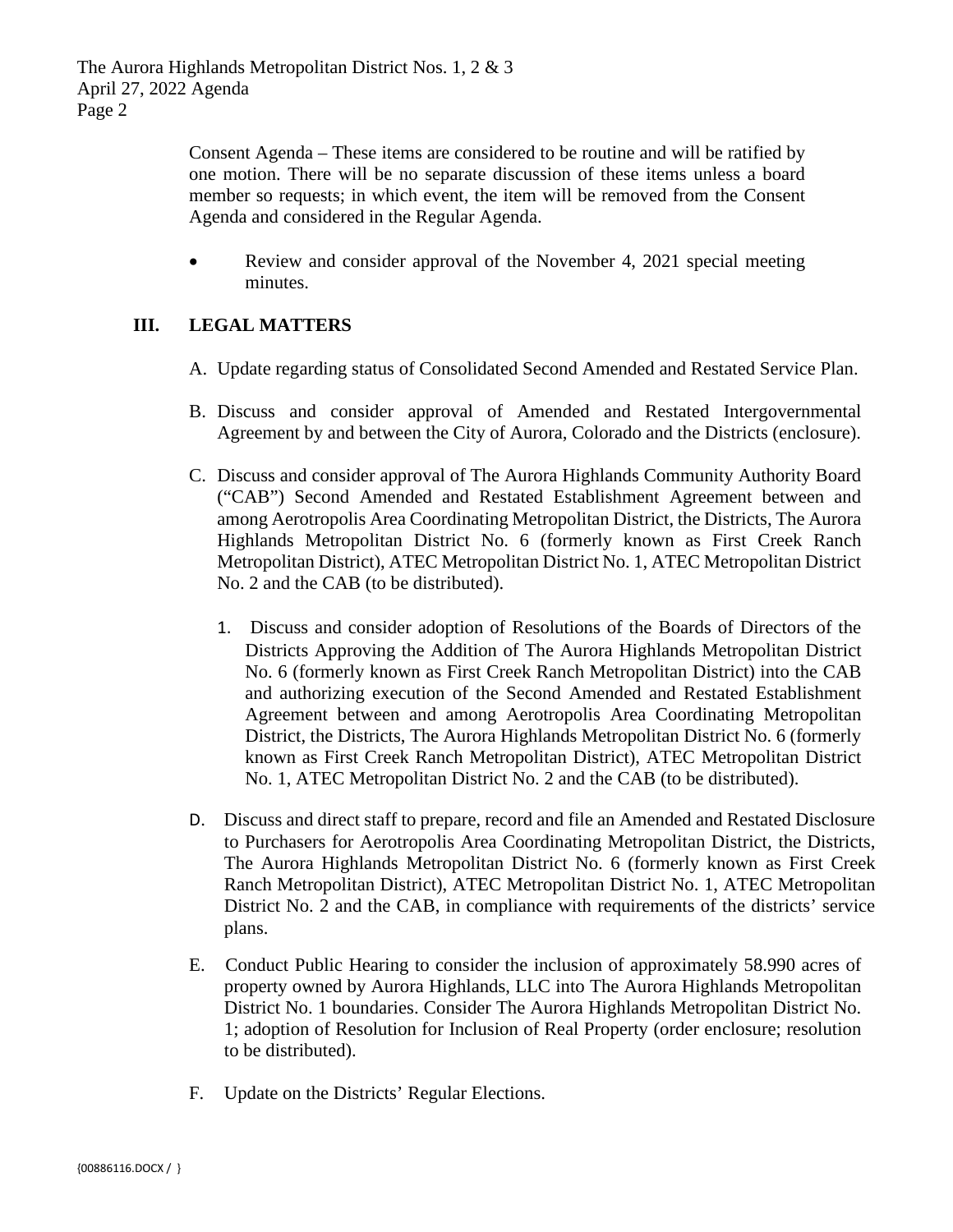Consent Agenda – These items are considered to be routine and will be ratified by one motion. There will be no separate discussion of these items unless a board member so requests; in which event, the item will be removed from the Consent Agenda and considered in the Regular Agenda.

- Review and consider approval of the November 4, 2021 special meeting minutes.

## III. LEGAL MATTERS

A. Update regarding status of Consolidated Second Amended and Restated Service Plan.

B. Discuss and consider approval of Amended and Restated Intergovernmental Agreement by and between the City of Aurora, Colorado and the Districts (enclosure).

C. Discuss and consider approval of The Aurora Highlands Community Authority Board ("CAB") Second Amended and Restated Establishment Agreement between and among Aerotropolis Area Coordinating Metropolitan District, the Districts, The Aurora Highlands Metropolitan District No. 6 (formerly known as First Creek Ranch Metropolitan District), ATEC Metropolitan District No. 1, ATEC Metropolitan District No. 2 and the CAB (to be distributed).

   1. Discuss and consider adoption of Resolutions of the Boards of Directors of the Districts Approving the Addition of The Aurora Highlands Metropolitan District No. 6 (formerly known as First Creek Ranch Metropolitan District) into the CAB and authorizing execution of the Second Amended and Restated Establishment Agreement between and among Aerotropolis Area Coordinating Metropolitan District, the Districts, The Aurora Highlands Metropolitan District No. 6 (formerly known as First Creek Ranch Metropolitan District), ATEC Metropolitan District No. 1, ATEC Metropolitan District No. 2 and the CAB (to be distributed).

D. Discuss and direct staff to prepare, record and file an Amended and Restated Disclosure to Purchasers for Aerotropolis Area Coordinating Metropolitan District, the Districts, The Aurora Highlands Metropolitan District No. 6 (formerly known as First Creek Ranch Metropolitan District), ATEC Metropolitan District No. 1, ATEC Metropolitan District No. 2 and the CAB, in compliance with requirements of the districts' service plans.

E. Conduct Public Hearing to consider the inclusion of approximately 58.990 acres of property owned by Aurora Highlands, LLC into The Aurora Highlands Metropolitan District No. 1 boundaries. Consider The Aurora Highlands Metropolitan District No. 1; adoption of Resolution for Inclusion of Real Property (order enclosure; resolution to be distributed).

F. Update on the Districts' Regular Elections.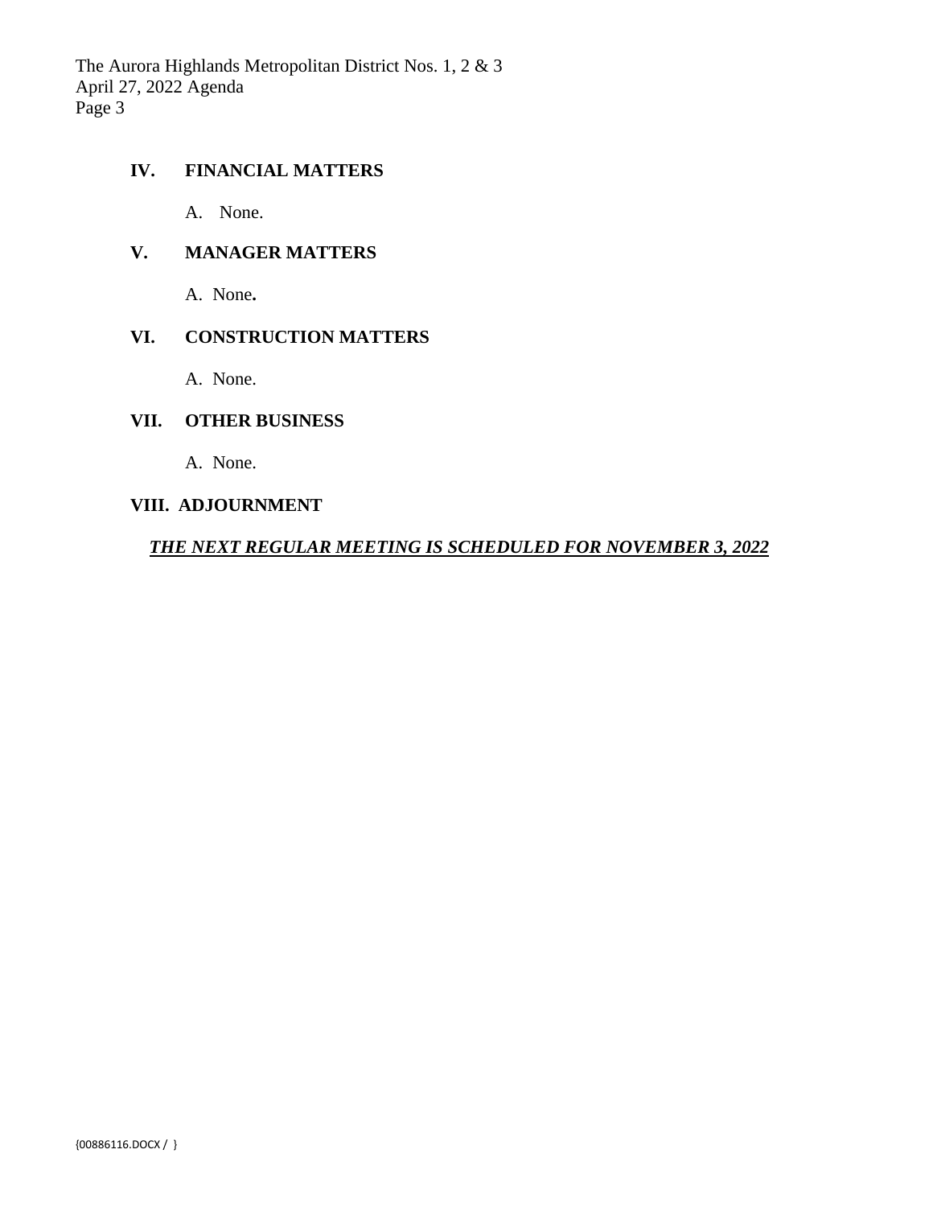**IV. FINANCIAL MATTERS**

A. None.

**V. MANAGER MATTERS**

A. None**.**

**VI. CONSTRUCTION MATTERS**

A. None.

**VII. OTHER BUSINESS**

A. None.

**VIII. ADJOURNMENT**

***<u>THE NEXT REGULAR MEETING IS SCHEDULED FOR NOVEMBER 3, 2022</u>***

{00886116.DOCX / }